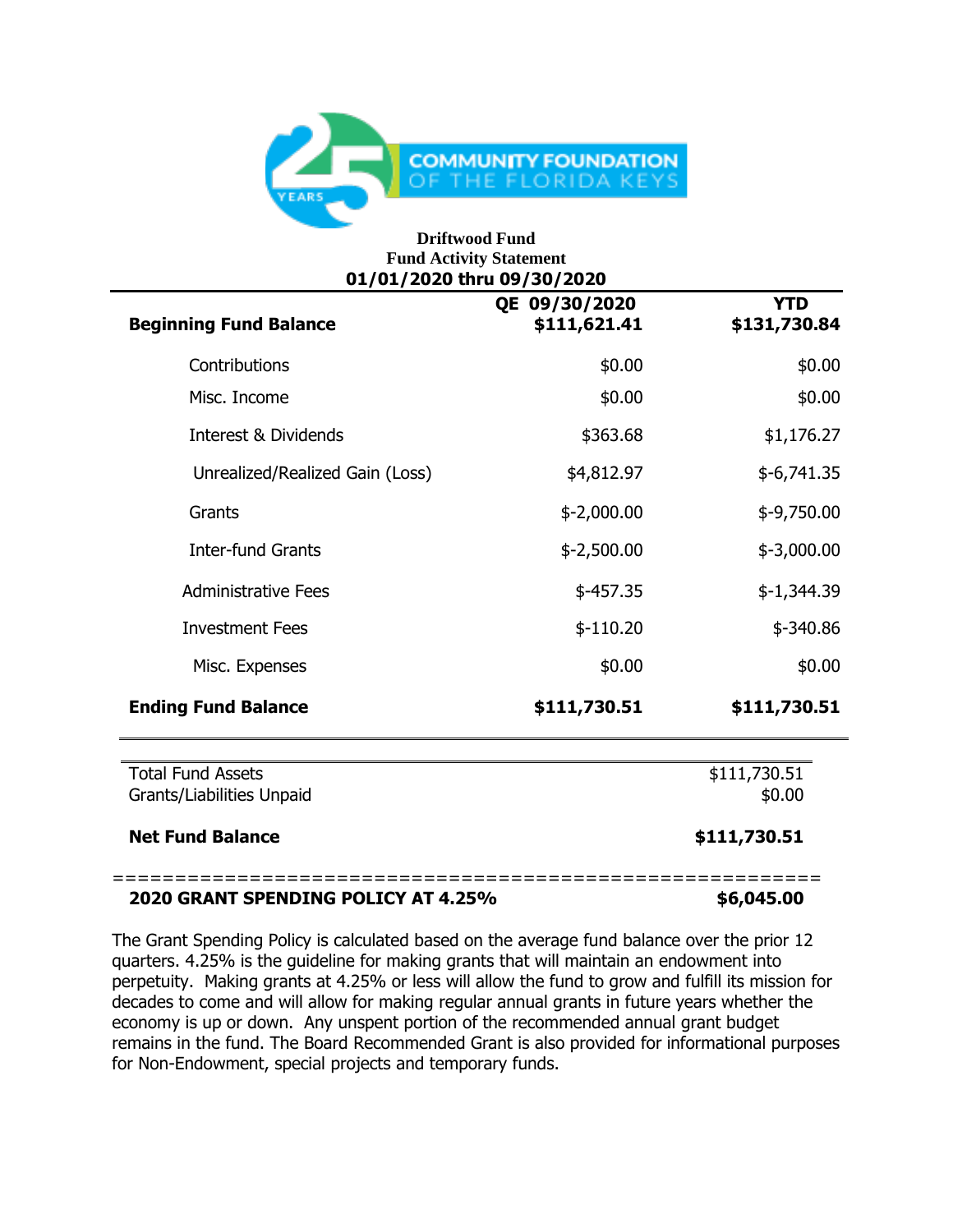COMMUNITY FOUNDATION OF THE FLORIDA KEYS

**Driftwood Fund**
**Fund Activity Statement**
**01/01/2020 thru 09/30/2020**

| | QE 09/30/2020 | YTD |
|---|---|---|
| **Beginning Fund Balance** | **$111,621.41** | **$131,730.84** |
| Contributions | $0.00 | $0.00 |
| Misc. Income | $0.00 | $0.00 |
| Interest & Dividends | $363.68 | $1,176.27 |
| Unrealized/Realized Gain (Loss) | $4,812.97 | $-6,741.35 |
| Grants | $-2,000.00 | $-9,750.00 |
| Inter-fund Grants | $-2,500.00 | $-3,000.00 |
| Administrative Fees | $-457.35 | $-1,344.39 |
| Investment Fees | $-110.20 | $-340.86 |
| Misc. Expenses | $0.00 | $0.00 |
| **Ending Fund Balance** | **$111,730.51** | **$111,730.51** |

| | |
|---|---|
| Total Fund Assets | $111,730.51 |
| Grants/Liabilities Unpaid | $0.00 |
| **Net Fund Balance** | **$111,730.51** |

=======================================================

**2020 GRANT SPENDING POLICY AT 4.25%** **$6,045.00**

The Grant Spending Policy is calculated based on the average fund balance over the prior 12 quarters. 4.25% is the guideline for making grants that will maintain an endowment into perpetuity. Making grants at 4.25% or less will allow the fund to grow and fulfill its mission for decades to come and will allow for making regular annual grants in future years whether the economy is up or down. Any unspent portion of the recommended annual grant budget remains in the fund. The Board Recommended Grant is also provided for informational purposes for Non-Endowment, special projects and temporary funds.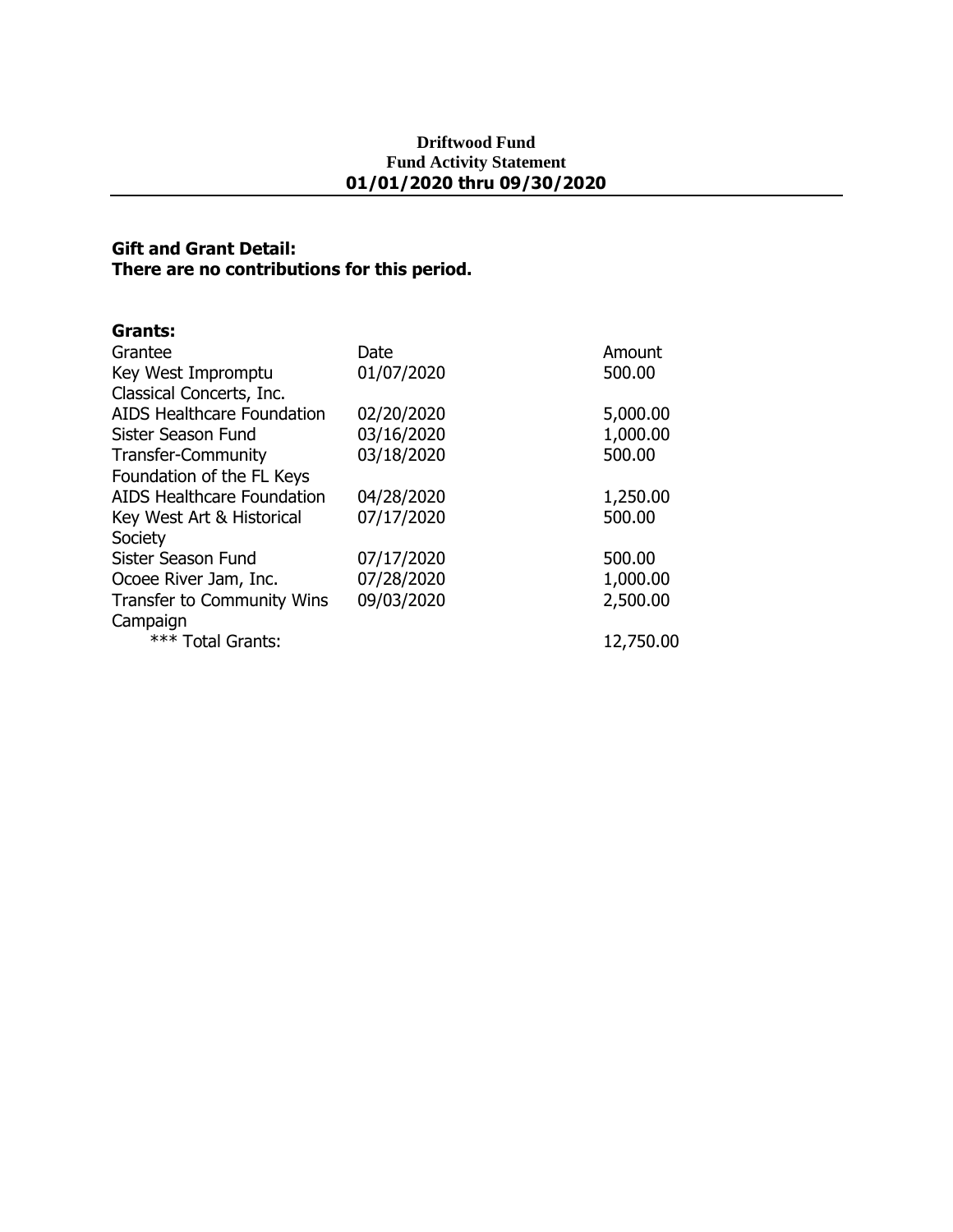**Driftwood Fund**
**Fund Activity Statement**
**01/01/2020 thru 09/30/2020**

**Gift and Grant Detail:**
**There are no contributions for this period.**

**Grants:**

| Grantee | Date | Amount |
|---|---|---|
| Key West Impromptu Classical Concerts, Inc. | 01/07/2020 | 500.00 |
| AIDS Healthcare Foundation | 02/20/2020 | 5,000.00 |
| Sister Season Fund | 03/16/2020 | 1,000.00 |
| Transfer-Community Foundation of the FL Keys | 03/18/2020 | 500.00 |
| AIDS Healthcare Foundation | 04/28/2020 | 1,250.00 |
| Key West Art & Historical Society | 07/17/2020 | 500.00 |
| Sister Season Fund | 07/17/2020 | 500.00 |
| Ocoee River Jam, Inc. | 07/28/2020 | 1,000.00 |
| Transfer to Community Wins Campaign | 09/03/2020 | 2,500.00 |
| *** Total Grants: | | 12,750.00 |